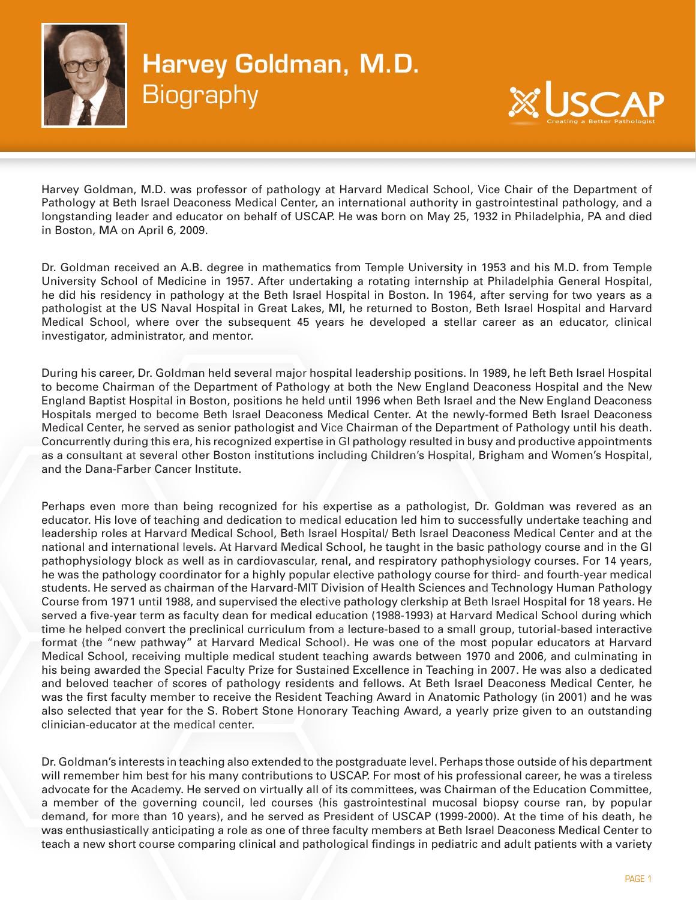# Harvey Goldman, M.D.

## Biography

Harvey Goldman, M.D. was professor of pathology at Harvard Medical School, Vice Chair of the Department of Pathology at Beth Israel Deaconess Medical Center, an international authority in gastrointestinal pathology, and a longstanding leader and educator on behalf of USCAP. He was born on May 25, 1932 in Philadelphia, PA and died in Boston, MA on April 6, 2009.

Dr. Goldman received an A.B. degree in mathematics from Temple University in 1953 and his M.D. from Temple University School of Medicine in 1957. After undertaking a rotating internship at Philadelphia General Hospital, he did his residency in pathology at the Beth Israel Hospital in Boston. In 1964, after serving for two years as a pathologist at the US Naval Hospital in Great Lakes, MI, he returned to Boston, Beth Israel Hospital and Harvard Medical School, where over the subsequent 45 years he developed a stellar career as an educator, clinical investigator, administrator, and mentor.

During his career, Dr. Goldman held several major hospital leadership positions. In 1989, he left Beth Israel Hospital to become Chairman of the Department of Pathology at both the New England Deaconess Hospital and the New England Baptist Hospital in Boston, positions he held until 1996 when Beth Israel and the New England Deaconess Hospitals merged to become Beth Israel Deaconess Medical Center. At the newly-formed Beth Israel Deaconess Medical Center, he served as senior pathologist and Vice Chairman of the Department of Pathology until his death. Concurrently during this era, his recognized expertise in GI pathology resulted in busy and productive appointments as a consultant at several other Boston institutions including Children's Hospital, Brigham and Women's Hospital, and the Dana-Farber Cancer Institute.

Perhaps even more than being recognized for his expertise as a pathologist, Dr. Goldman was revered as an educator. His love of teaching and dedication to medical education led him to successfully undertake teaching and leadership roles at Harvard Medical School, Beth Israel Hospital/ Beth Israel Deaconess Medical Center and at the national and international levels. At Harvard Medical School, he taught in the basic pathology course and in the GI pathophysiology block as well as in cardiovascular, renal, and respiratory pathophysiology courses. For 14 years, he was the pathology coordinator for a highly popular elective pathology course for third- and fourth-year medical students. He served as chairman of the Harvard-MIT Division of Health Sciences and Technology Human Pathology Course from 1971 until 1988, and supervised the elective pathology clerkship at Beth Israel Hospital for 18 years. He served a five-year term as faculty dean for medical education (1988-1993) at Harvard Medical School during which time he helped convert the preclinical curriculum from a lecture-based to a small group, tutorial-based interactive format (the "new pathway" at Harvard Medical School). He was one of the most popular educators at Harvard Medical School, receiving multiple medical student teaching awards between 1970 and 2006, and culminating in his being awarded the Special Faculty Prize for Sustained Excellence in Teaching in 2007. He was also a dedicated and beloved teacher of scores of pathology residents and fellows. At Beth Israel Deaconess Medical Center, he was the first faculty member to receive the Resident Teaching Award in Anatomic Pathology (in 2001) and he was also selected that year for the S. Robert Stone Honorary Teaching Award, a yearly prize given to an outstanding clinician-educator at the medical center.

Dr. Goldman's interests in teaching also extended to the postgraduate level. Perhaps those outside of his department will remember him best for his many contributions to USCAP. For most of his professional career, he was a tireless advocate for the Academy. He served on virtually all of its committees, was Chairman of the Education Committee, a member of the governing council, led courses (his gastrointestinal mucosal biopsy course ran, by popular demand, for more than 10 years), and he served as President of USCAP (1999-2000). At the time of his death, he was enthusiastically anticipating a role as one of three faculty members at Beth Israel Deaconess Medical Center to teach a new short course comparing clinical and pathological findings in pediatric and adult patients with a variety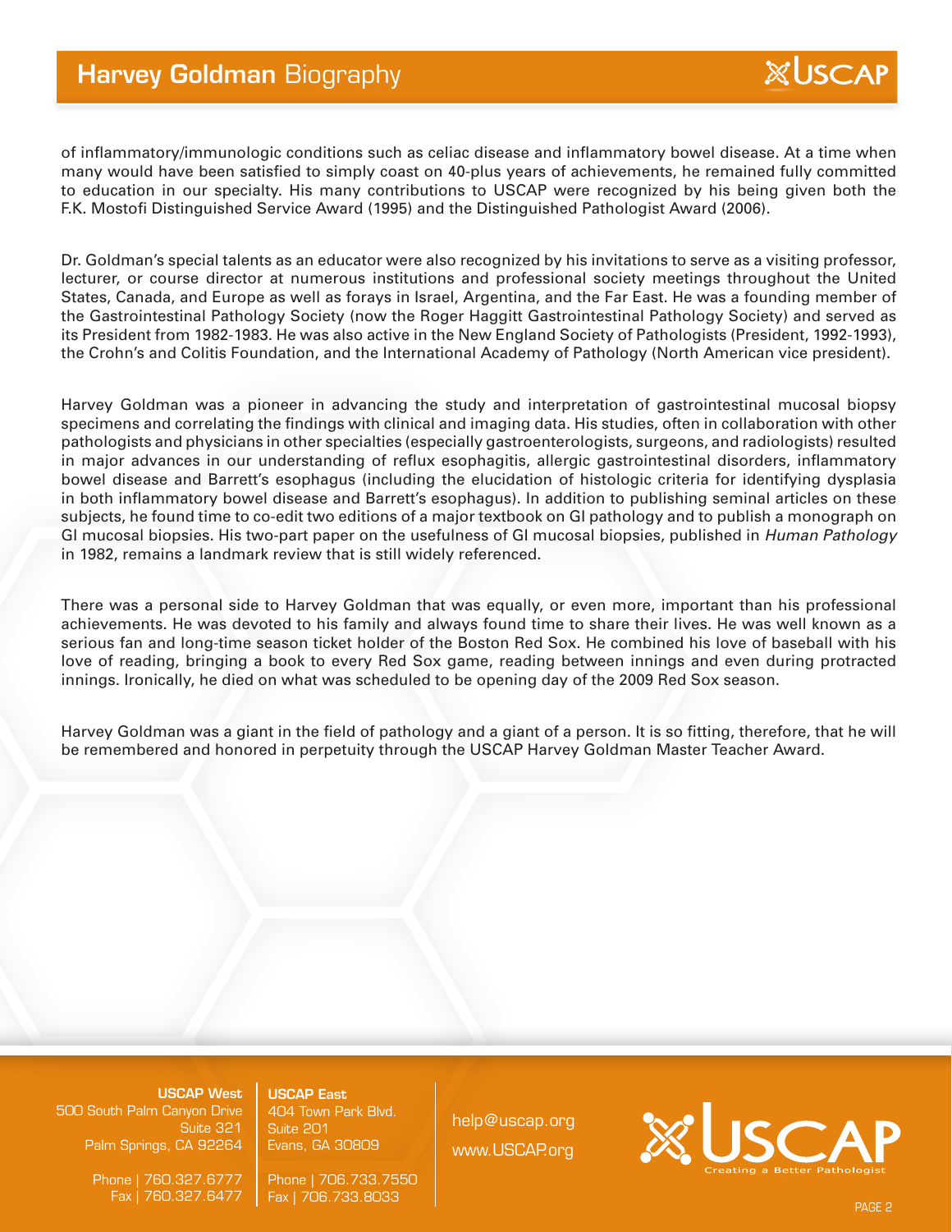of inflammatory/immunologic conditions such as celiac disease and inflammatory bowel disease. At a time when many would have been satisfied to simply coast on 40-plus years of achievements, he remained fully committed to education in our specialty. His many contributions to USCAP were recognized by his being given both the F.K. Mostofi Distinguished Service Award (1995) and the Distinguished Pathologist Award (2006).

Dr. Goldman's special talents as an educator were also recognized by his invitations to serve as a visiting professor, lecturer, or course director at numerous institutions and professional society meetings throughout the United States, Canada, and Europe as well as forays in Israel, Argentina, and the Far East. He was a founding member of the Gastrointestinal Pathology Society (now the Roger Haggitt Gastrointestinal Pathology Society) and served as its President from 1982-1983. He was also active in the New England Society of Pathologists (President, 1992-1993), the Crohn's and Colitis Foundation, and the International Academy of Pathology (North American vice president).

Harvey Goldman was a pioneer in advancing the study and interpretation of gastrointestinal mucosal biopsy specimens and correlating the findings with clinical and imaging data. His studies, often in collaboration with other pathologists and physicians in other specialties (especially gastroenterologists, surgeons, and radiologists) resulted in major advances in our understanding of reflux esophagitis, allergic gastrointestinal disorders, inflammatory bowel disease and Barrett's esophagus (including the elucidation of histologic criteria for identifying dysplasia in both inflammatory bowel disease and Barrett's esophagus). In addition to publishing seminal articles on these subjects, he found time to co-edit two editions of a major textbook on GI pathology and to publish a monograph on GI mucosal biopsies. His two-part paper on the usefulness of GI mucosal biopsies, published in *Human Pathology* in 1982, remains a landmark review that is still widely referenced.

There was a personal side to Harvey Goldman that was equally, or even more, important than his professional achievements. He was devoted to his family and always found time to share their lives. He was well known as a serious fan and long-time season ticket holder of the Boston Red Sox. He combined his love of baseball with his love of reading, bringing a book to every Red Sox game, reading between innings and even during protracted innings. Ironically, he died on what was scheduled to be opening day of the 2009 Red Sox season.

Harvey Goldman was a giant in the field of pathology and a giant of a person. It is so fitting, therefore, that he will be remembered and honored in perpetuity through the USCAP Harvey Goldman Master Teacher Award.